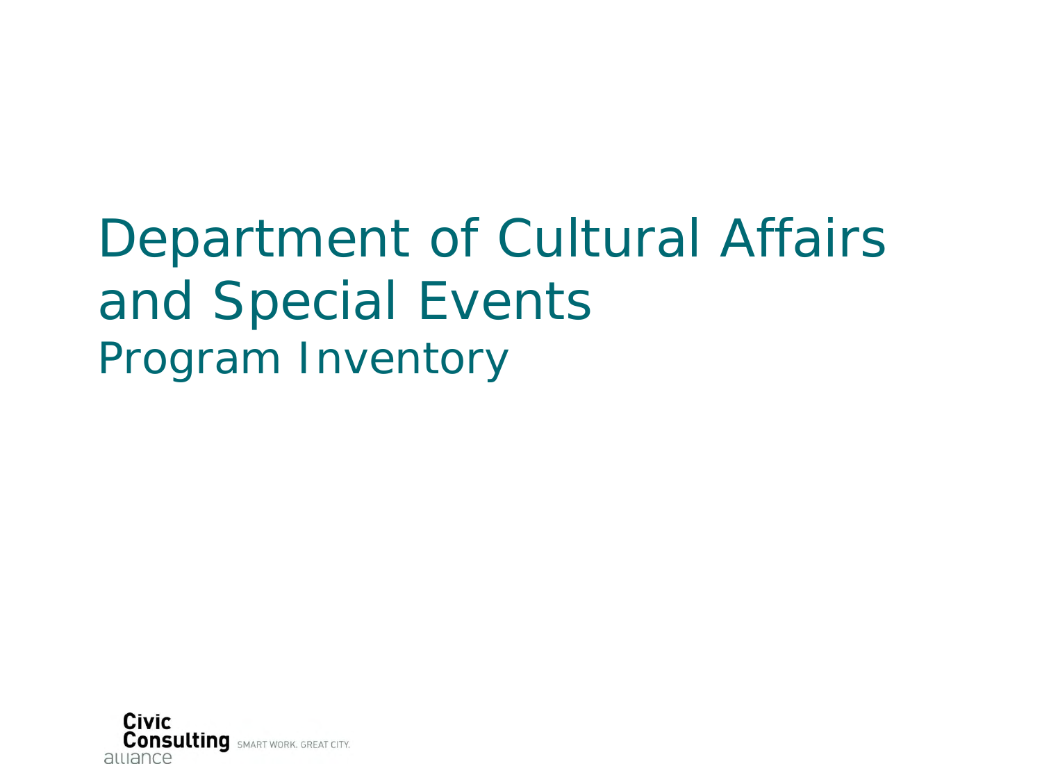# Department of Cultural Affairs and Special Events

## Program Inventory

Civic Consulting alliance SMART WORK. GREAT CITY.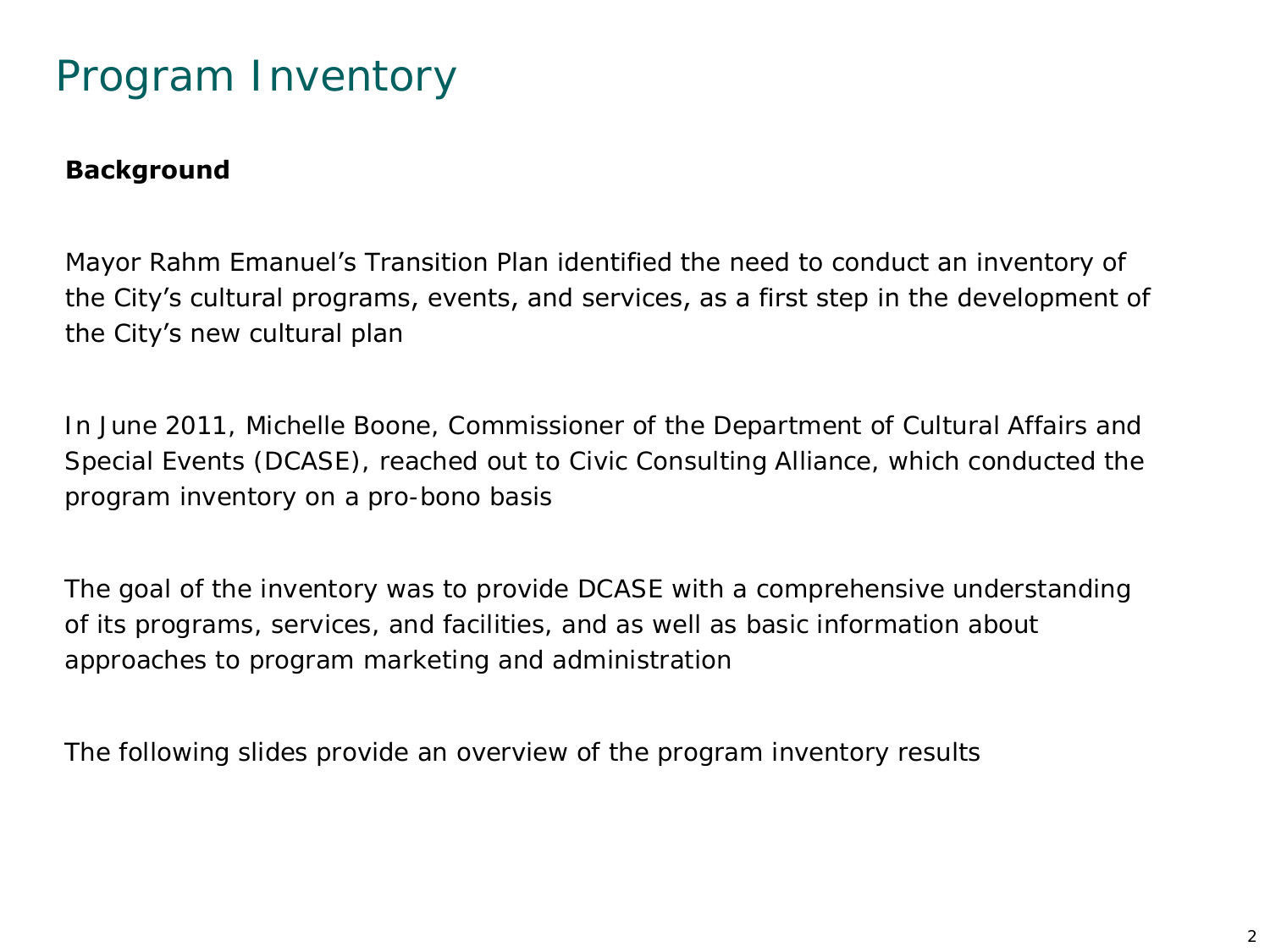# Program Inventory

**Background**

Mayor Rahm Emanuel's Transition Plan identified the need to conduct an inventory of the City's cultural programs, events, and services, as a first step in the development of the City's new cultural plan

In June 2011, Michelle Boone, Commissioner of the Department of Cultural Affairs and Special Events (DCASE), reached out to Civic Consulting Alliance, which conducted the program inventory on a pro-bono basis

The goal of the inventory was to provide DCASE with a comprehensive understanding of its programs, services, and facilities, and as well as basic information about approaches to program marketing and administration

The following slides provide an overview of the program inventory results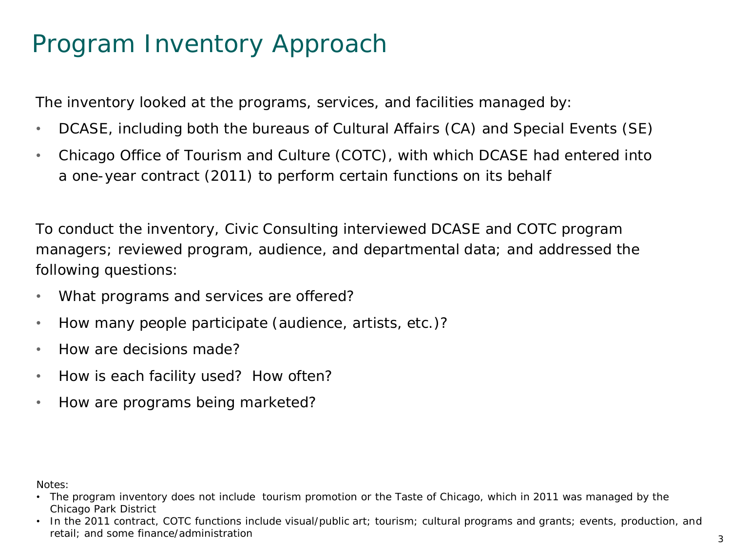# Program Inventory Approach

The inventory looked at the programs, services, and facilities managed by:

- DCASE, including both the bureaus of Cultural Affairs (CA) and Special Events (SE)
- Chicago Office of Tourism and Culture (COTC), with which DCASE had entered into a one-year contract (2011) to perform certain functions on its behalf

To conduct the inventory, Civic Consulting interviewed DCASE and COTC program managers; reviewed program, audience, and departmental data; and addressed the following questions:

- What programs and services are offered?
- How many people participate (audience, artists, etc.)?
- How are decisions made?
- How is each facility used? How often?
- How are programs being marketed?

Notes:

- The program inventory does not include tourism promotion or the Taste of Chicago, which in 2011 was managed by the Chicago Park District
- In the 2011 contract, COTC functions include visual/public art; tourism; cultural programs and grants; events, production, and retail; and some finance/administration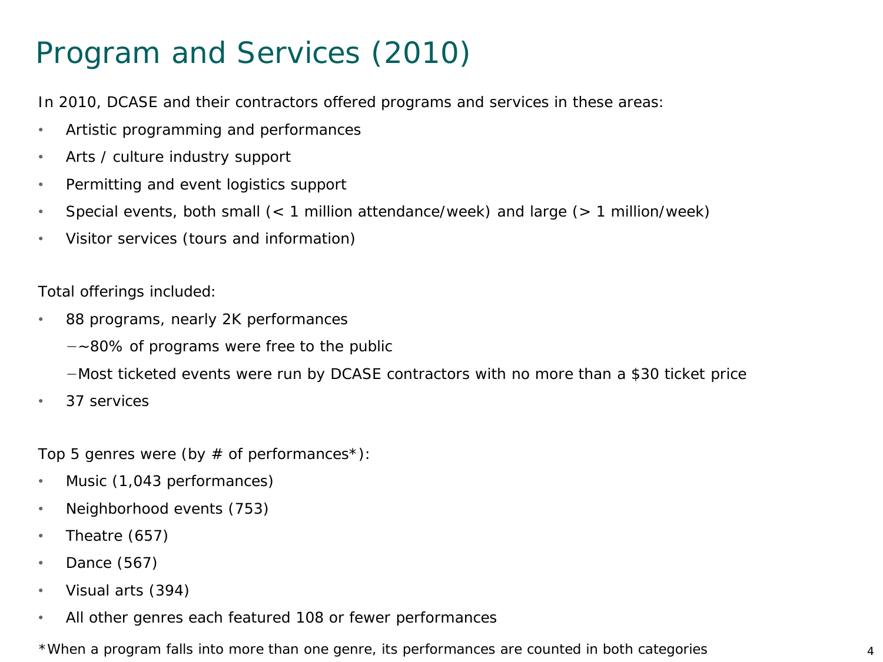# Program and Services (2010)

In 2010, DCASE and their contractors offered programs and services in these areas:

- Artistic programming and performances
- Arts / culture industry support
- Permitting and event logistics support
- Special events, both small (< 1 million attendance/week) and large (> 1 million/week)
- Visitor services (tours and information)

Total offerings included:

- 88 programs, nearly 2K performances
  - ~80% of programs were free to the public
  - Most ticketed events were run by DCASE contractors with no more than a $30 ticket price
- 37 services

Top 5 genres were (by # of performances*):

- Music (1,043 performances)
- Neighborhood events (753)
- Theatre (657)
- Dance (567)
- Visual arts (394)
- All other genres each featured 108 or fewer performances

*When a program falls into more than one genre, its performances are counted in both categories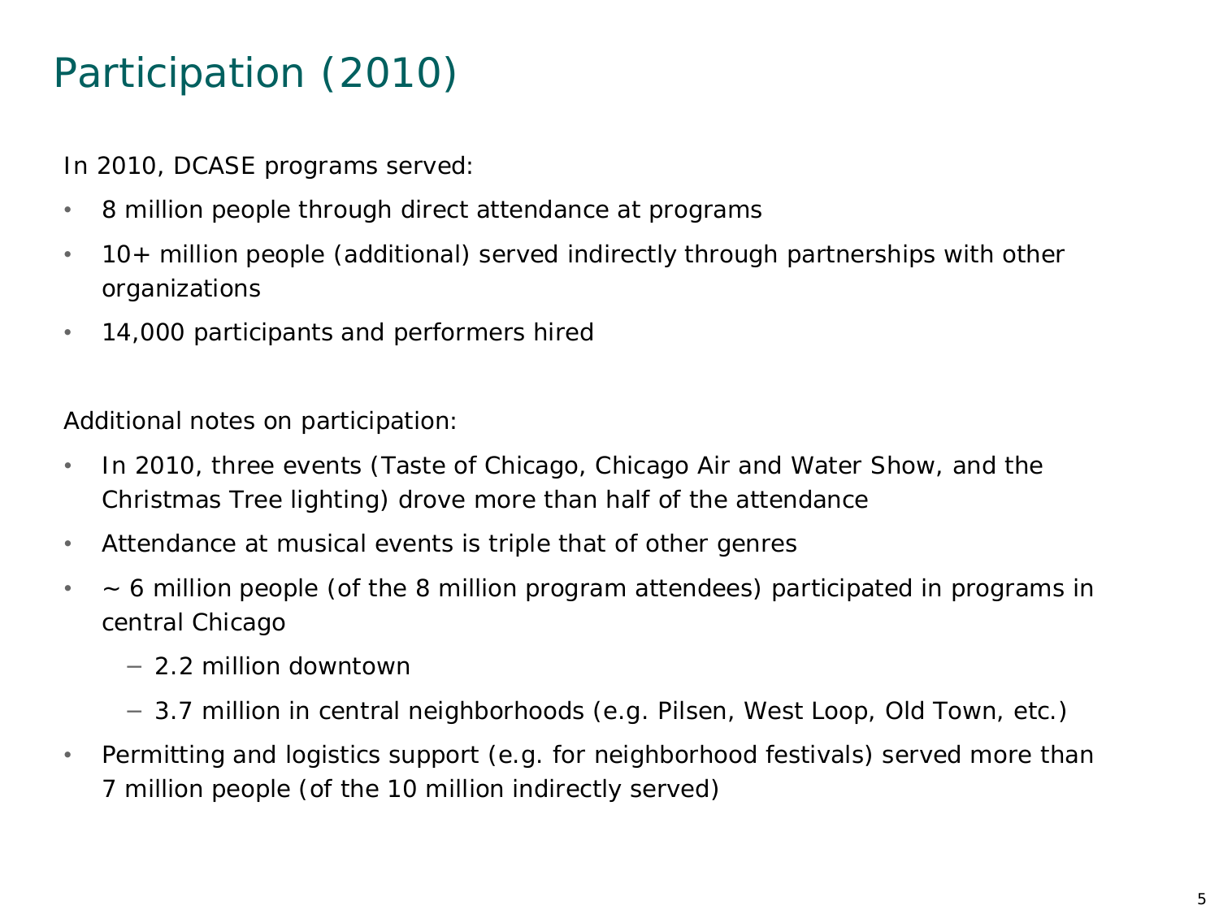# Participation (2010)

In 2010, DCASE programs served:

- 8 million people through direct attendance at programs
- 10+ million people (additional) served indirectly through partnerships with other organizations
- 14,000 participants and performers hired

Additional notes on participation:

- In 2010, three events (Taste of Chicago, Chicago Air and Water Show, and the Christmas Tree lighting) drove more than half of the attendance
- Attendance at musical events is triple that of other genres
- ~ 6 million people (of the 8 million program attendees) participated in programs in central Chicago
  - 2.2 million downtown
  - 3.7 million in central neighborhoods (e.g. Pilsen, West Loop, Old Town, etc.)
- Permitting and logistics support (e.g. for neighborhood festivals) served more than 7 million people (of the 10 million indirectly served)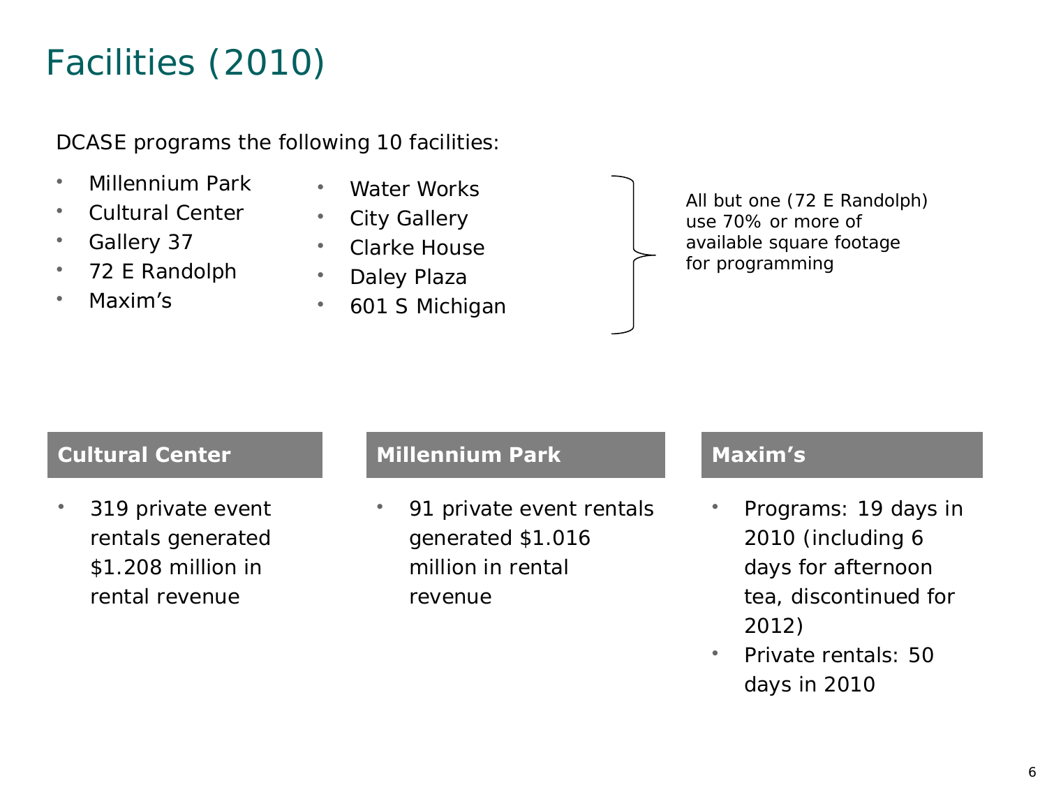# Facilities (2010)

DCASE programs the following 10 facilities:

- Millennium Park
- Cultural Center
- Gallery 37
- 72 E Randolph
- Maxim's
- Water Works
- City Gallery
- Clarke House
- Daley Plaza
- 601 S Michigan

All but one (72 E Randolph) use 70% or more of available square footage for programming

## Cultural Center

- 319 private event rentals generated $1.208 million in rental revenue

## Millennium Park

- 91 private event rentals generated $1.016 million in rental revenue

## Maxim's

- Programs: 19 days in 2010 (including 6 days for afternoon tea, discontinued for 2012)
- Private rentals: 50 days in 2010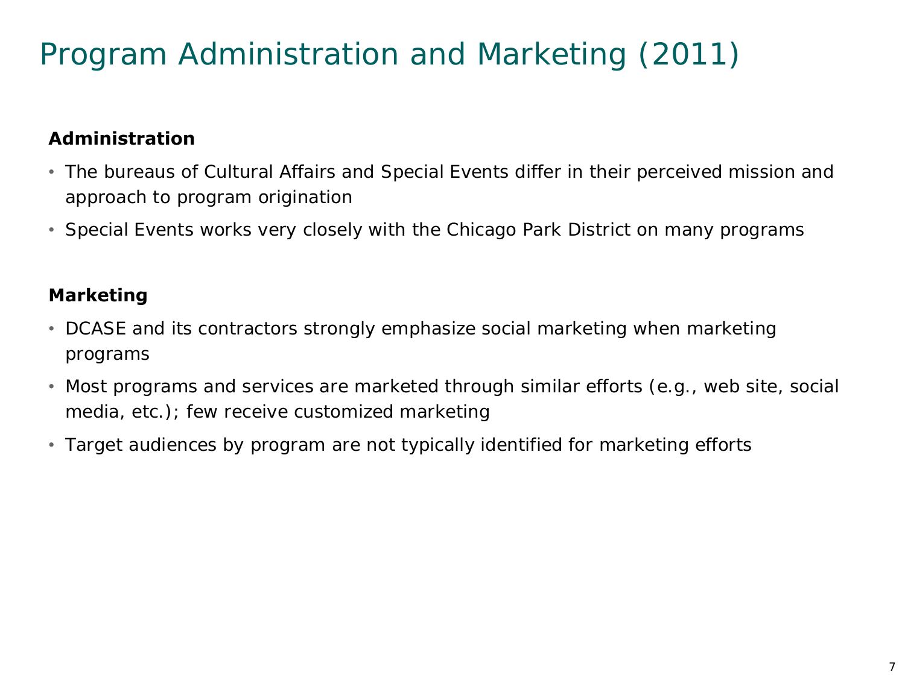# Program Administration and Marketing (2011)

**Administration**

- The bureaus of Cultural Affairs and Special Events differ in their perceived mission and approach to program origination
- Special Events works very closely with the Chicago Park District on many programs

**Marketing**

- DCASE and its contractors strongly emphasize social marketing when marketing programs
- Most programs and services are marketed through similar efforts (e.g., web site, social media, etc.); few receive customized marketing
- Target audiences by program are not typically identified for marketing efforts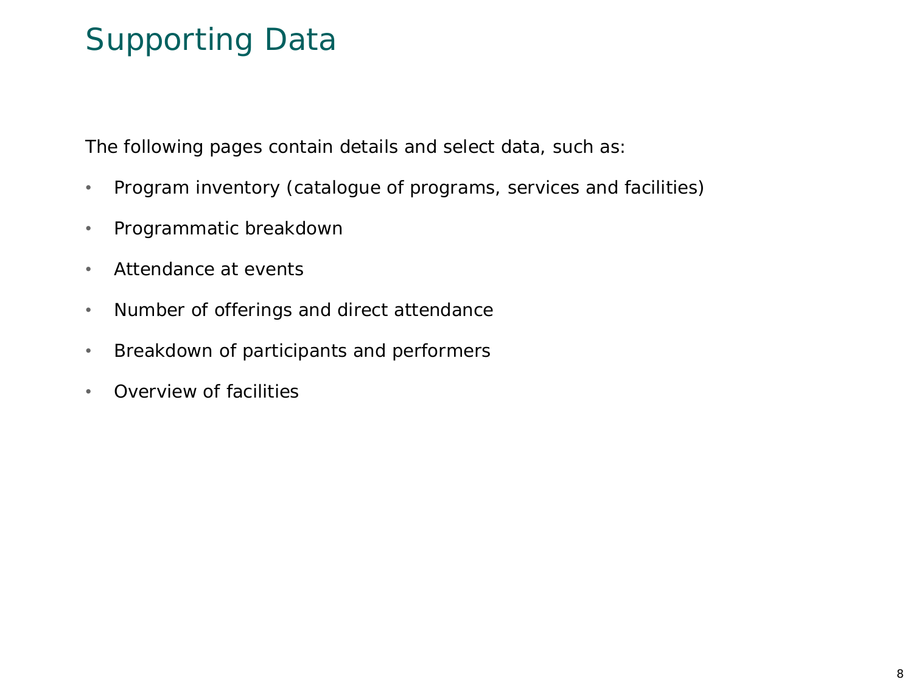# Supporting Data

The following pages contain details and select data, such as:

- Program inventory (catalogue of programs, services and facilities)
- Programmatic breakdown
- Attendance at events
- Number of offerings and direct attendance
- Breakdown of participants and performers
- Overview of facilities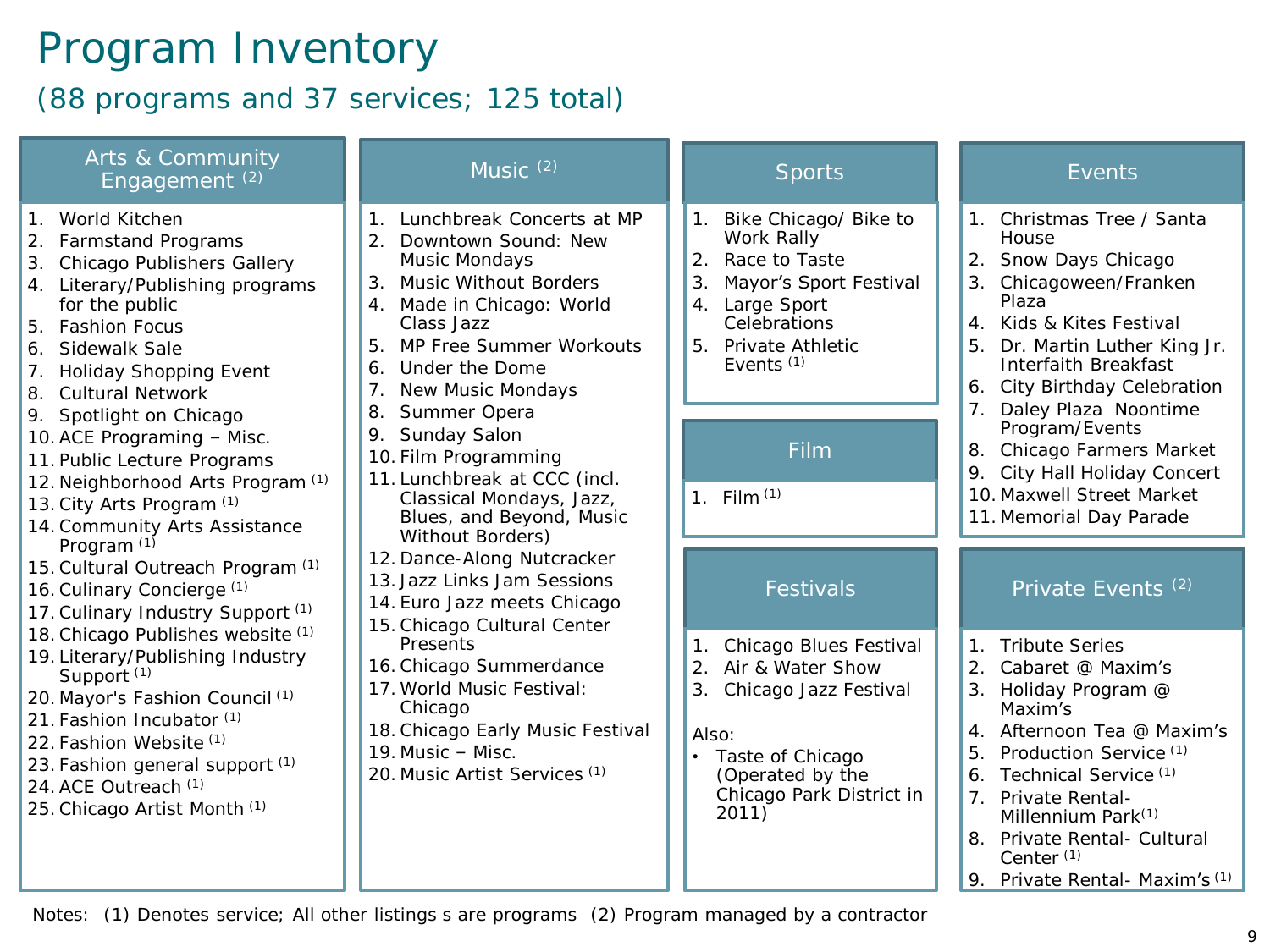# Program Inventory

(88 programs and 37 services; 125 total)

## Arts & Community Engagement [2]

1. World Kitchen
2. Farmstand Programs
3. Chicago Publishers Gallery
4. Literary/Publishing programs for the public
5. Fashion Focus
6. Sidewalk Sale
7. Holiday Shopping Event
8. Cultural Network
9. Spotlight on Chicago
10. ACE Programing – Misc.
11. Public Lecture Programs
12. Neighborhood Arts Program [1]
13. City Arts Program [1]
14. Community Arts Assistance Program [1]
15. Cultural Outreach Program [1]
16. Culinary Concierge [1]
17. Culinary Industry Support [1]
18. Chicago Publishes website [1]
19. Literary/Publishing Industry Support [1]
20. Mayor's Fashion Council [1]
21. Fashion Incubator [1]
22. Fashion Website [1]
23. Fashion general support [1]
24. ACE Outreach [1]
25. Chicago Artist Month [1]

## Music [2]

1. Lunchbreak Concerts at MP
2. Downtown Sound: New Music Mondays
3. Music Without Borders
4. Made in Chicago: World Class Jazz
5. MP Free Summer Workouts
6. Under the Dome
7. New Music Mondays
8. Summer Opera
9. Sunday Salon
10. Film Programming
11. Lunchbreak at CCC (incl. Classical Mondays, Jazz, Blues, and Beyond, Music Without Borders)
12. Dance-Along Nutcracker
13. Jazz Links Jam Sessions
14. Euro Jazz meets Chicago
15. Chicago Cultural Center Presents
16. Chicago Summerdance
17. World Music Festival: Chicago
18. Chicago Early Music Festival
19. Music – Misc.
20. Music Artist Services [1]

## Sports

1. Bike Chicago/ Bike to Work Rally
2. Race to Taste
3. Mayor's Sport Festival
4. Large Sport Celebrations
5. Private Athletic Events [1]

## Film

1. Film [1]

## Festivals

1. Chicago Blues Festival
2. Air & Water Show
3. Chicago Jazz Festival

Also:

- Taste of Chicago (Operated by the Chicago Park District in 2011)

## Events

1. Christmas Tree / Santa House
2. Snow Days Chicago
3. Chicagoween/Franken Plaza
4. Kids & Kites Festival
5. Dr. Martin Luther King Jr. Interfaith Breakfast
6. City Birthday Celebration
7. Daley Plaza Noontime Program/Events
8. Chicago Farmers Market
9. City Hall Holiday Concert
10. Maxwell Street Market
11. Memorial Day Parade

## Private Events [2]

1. Tribute Series
2. Cabaret @ Maxim's
3. Holiday Program @ Maxim's
4. Afternoon Tea @ Maxim's
5. Production Service [1]
6. Technical Service [1]
7. Private Rental- Millennium Park[1]
8. Private Rental- Cultural Center [1]
9. Private Rental- Maxim's [1]

Notes: (1) Denotes service; All other listings s are programs (2) Program managed by a contractor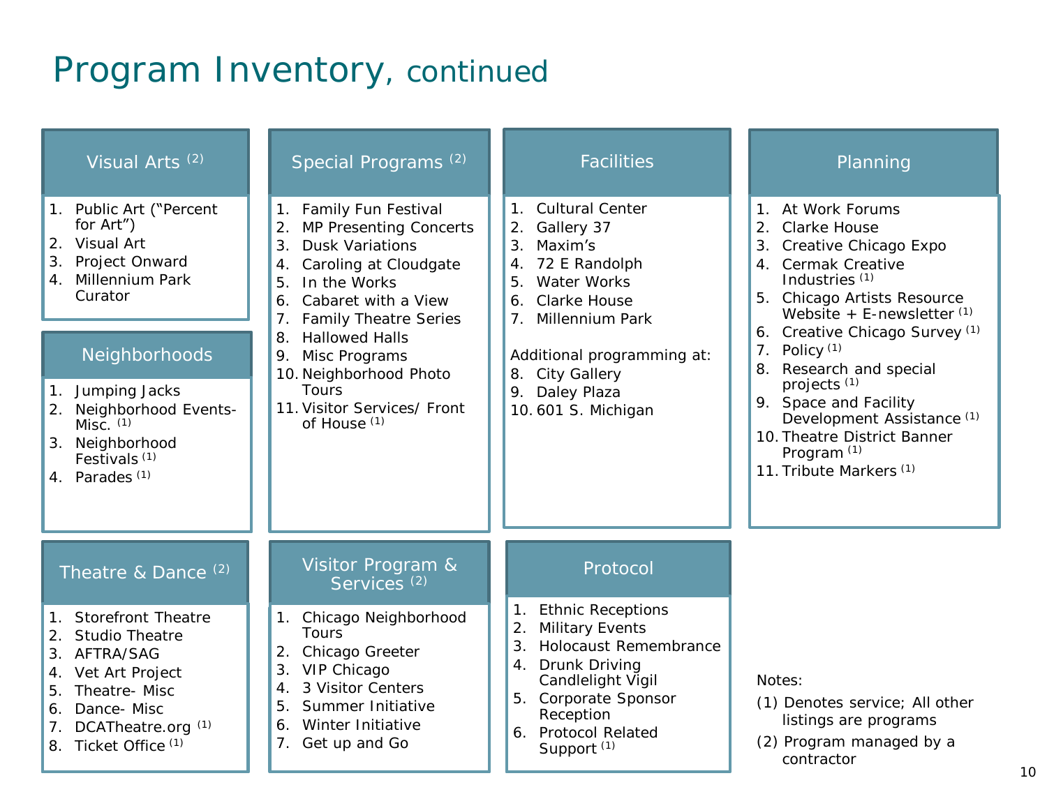# Program Inventory, continued

## Visual Arts [2]

1. Public Art ("Percent for Art")
2. Visual Art
3. Project Onward
4. Millennium Park Curator

## Neighborhoods

1. Jumping Jacks
2. Neighborhood Events-Misc. [1]
3. Neighborhood Festivals [1]
4. Parades [1]

## Theatre & Dance [2]

1. Storefront Theatre
2. Studio Theatre
3. AFTRA/SAG
4. Vet Art Project
5. Theatre- Misc
6. Dance- Misc
7. DCATheatre.org [1]
8. Ticket Office [1]

## Special Programs [2]

1. Family Fun Festival
2. MP Presenting Concerts
3. Dusk Variations
4. Caroling at Cloudgate
5. In the Works
6. Cabaret with a View
7. Family Theatre Series
8. Hallowed Halls
9. Misc Programs
10. Neighborhood Photo Tours
11. Visitor Services/ Front of House [1]

## Visitor Program & Services [2]

1. Chicago Neighborhood Tours
2. Chicago Greeter
3. VIP Chicago
4. 3 Visitor Centers
5. Summer Initiative
6. Winter Initiative
7. Get up and Go

## Facilities

1. Cultural Center
2. Gallery 37
3. Maxim's
4. 72 E Randolph
5. Water Works
6. Clarke House
7. Millennium Park

Additional programming at:

8. City Gallery
9. Daley Plaza
10. 601 S. Michigan

## Protocol

1. Ethnic Receptions
2. Military Events
3. Holocaust Remembrance
4. Drunk Driving Candlelight Vigil
5. Corporate Sponsor Reception
6. Protocol Related Support [1]

## Planning

1. At Work Forums
2. Clarke House
3. Creative Chicago Expo
4. Cermak Creative Industries [1]
5. Chicago Artists Resource Website + E-newsletter [1]
6. Creative Chicago Survey [1]
7. Policy [1]
8. Research and special projects [1]
9. Space and Facility Development Assistance [1]
10. Theatre District Banner Program [1]
11. Tribute Markers [1]

Notes:

(1) Denotes service; All other listings are programs

(2) Program managed by a contractor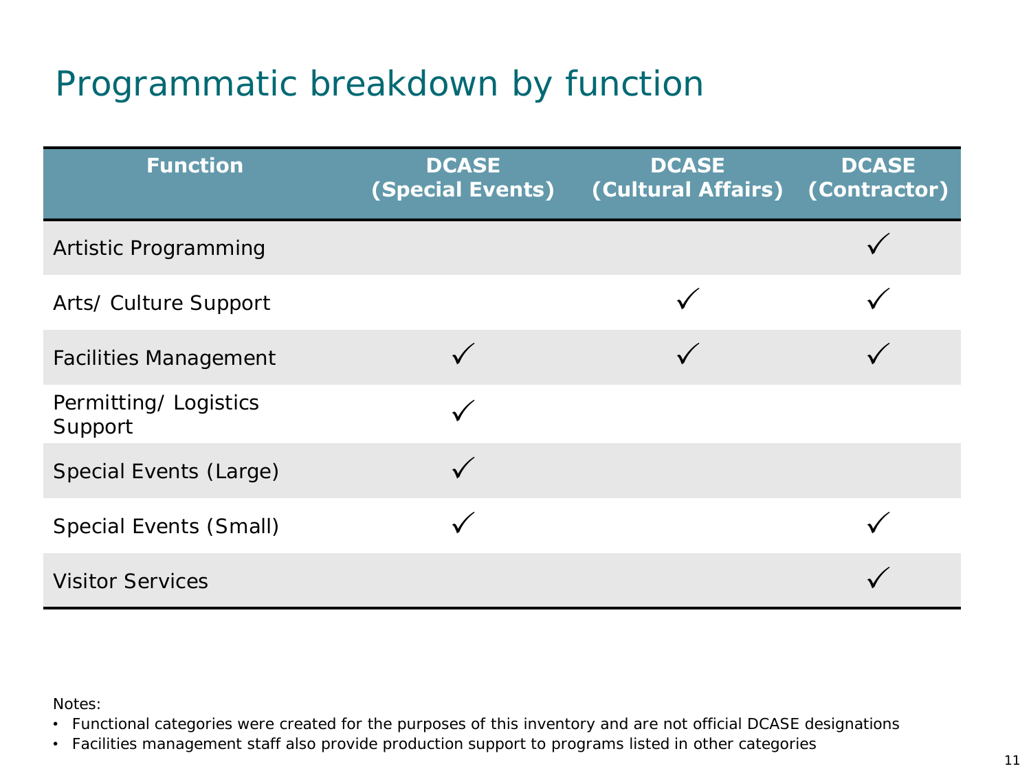# Programmatic breakdown by function

| Function | DCASE (Special Events) | DCASE (Cultural Affairs) | DCASE (Contractor) |
|---|---|---|---|
| Artistic Programming | | | ✓ |
| Arts/ Culture Support | | ✓ | ✓ |
| Facilities Management | ✓ | ✓ | ✓ |
| Permitting/ Logistics Support | ✓ | | |
| Special Events (Large) | ✓ | | |
| Special Events (Small) | ✓ | | ✓ |
| Visitor Services | | | ✓ |

Notes:

- Functional categories were created for the purposes of this inventory and are not official DCASE designations
- Facilities management staff also provide production support to programs listed in other categories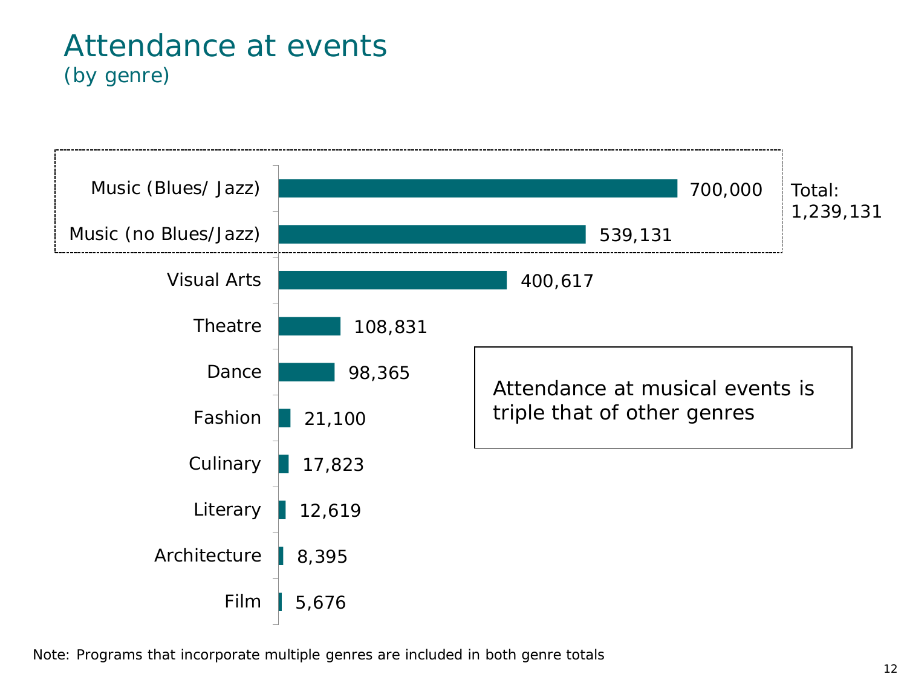# Attendance at events

## (by genre)

| Genre | Attendance |
|---|---|
| Music (Blues/ Jazz) | 700,000 |
| Music (no Blues/Jazz) | 539,131 |
| Visual Arts | 400,617 |
| Theatre | 108,831 |
| Dance | 98,365 |
| Fashion | 21,100 |
| Culinary | 17,823 |
| Literary | 12,619 |
| Architecture | 8,395 |
| Film | 5,676 |

Total: 1,239,131

Attendance at musical events is triple that of other genres

Note: Programs that incorporate multiple genres are included in both genre totals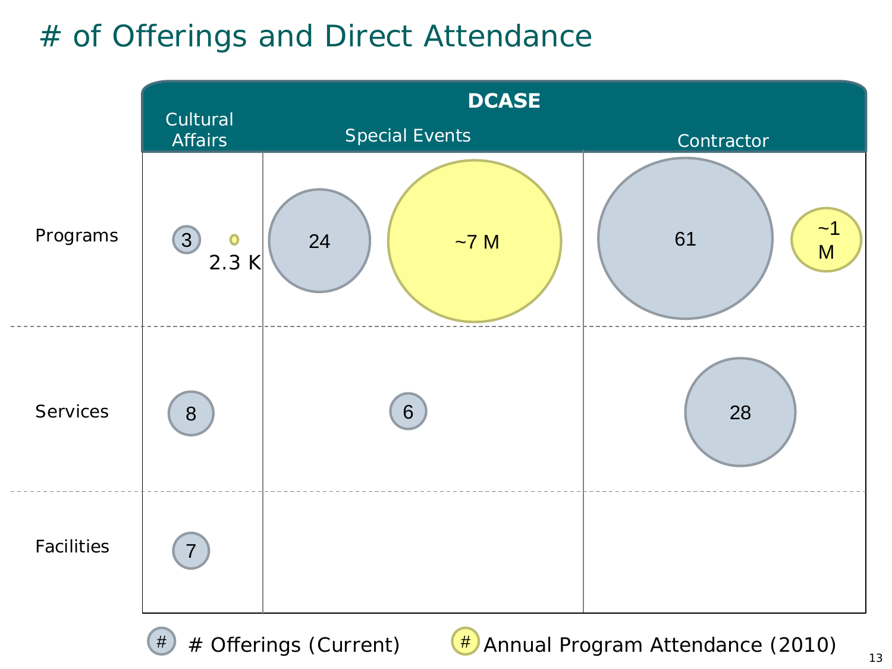# # of Offerings and Direct Attendance

| | DCASE | | | | | |
|---|---|---|---|---|---|---|
| | Cultural Affairs | | Special Events | | Contractor | |
| | # Offerings | Attendance | # Offerings | Attendance | # Offerings | Attendance |
| Programs | 3 | 2.3 K | 24 | ~7 M | 61 | ~1 M |
| Services | 8 | | 6 | | 28 | |
| Facilities | 7 | | | | | |

# Offerings (Current) | Annual Program Attendance (2010)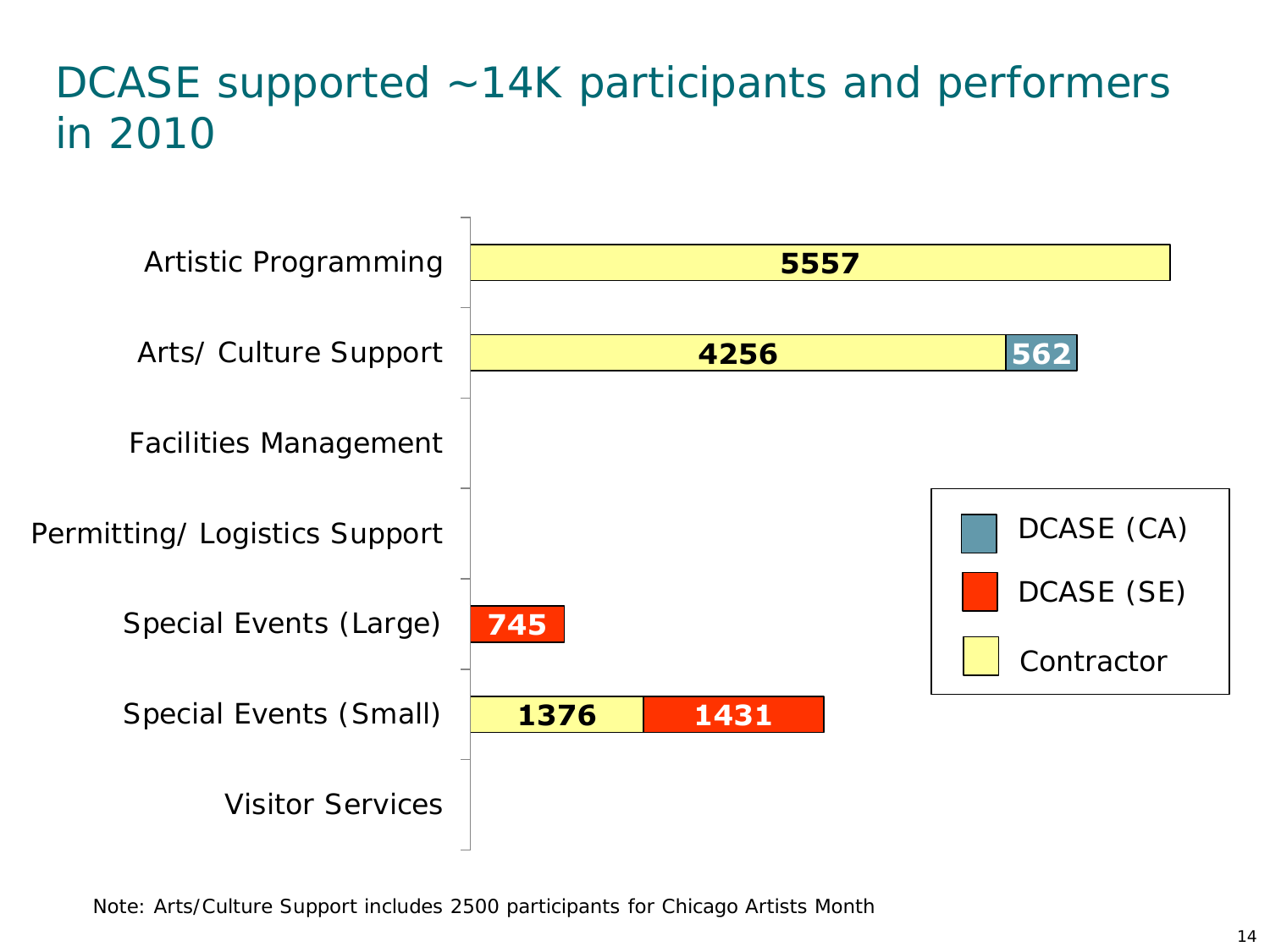# DCASE supported ~14K participants and performers in 2010

| Category | Contractor | DCASE (CA) | DCASE (SE) |
| --- | --- | --- | --- |
| Artistic Programming | 5557 | | |
| Arts/ Culture Support | 4256 | 562 | |
| Facilities Management | | | |
| Permitting/ Logistics Support | | | |
| Special Events (Large) | | | 745 |
| Special Events (Small) | 1376 | | 1431 |
| Visitor Services | | | |

Note: Arts/Culture Support includes 2500 participants for Chicago Artists Month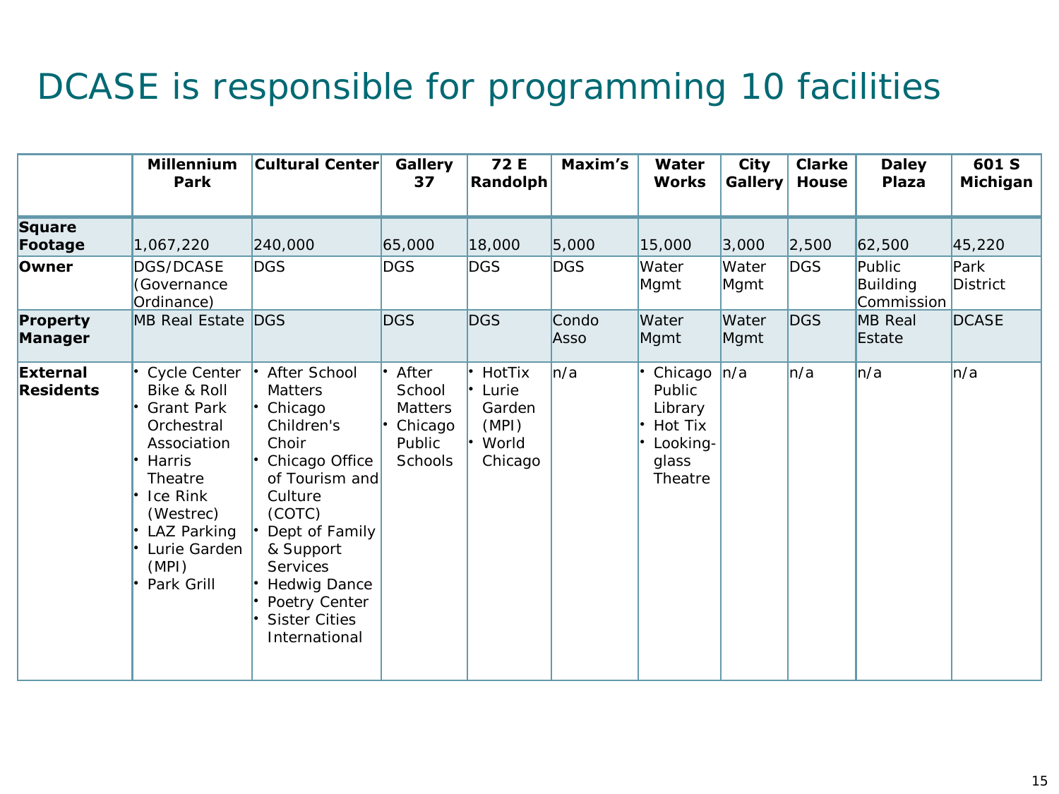# DCASE is responsible for programming 10 facilities

| | Millennium Park | Cultural Center | Gallery 37 | 72 E Randolph | Maxim's | Water Works | City Gallery | Clarke House | Daley Plaza | 601 S Michigan |
|---|---|---|---|---|---|---|---|---|---|---|
| **Square Footage** | 1,067,220 | 240,000 | 65,000 | 18,000 | 5,000 | 15,000 | 3,000 | 2,500 | 62,500 | 45,220 |
| **Owner** | DGS/DCASE (Governance Ordinance) | DGS | DGS | DGS | DGS | Water Mgmt | Water Mgmt | DGS | Public Building Commission | Park District |
| **Property Manager** | MB Real Estate | DGS | DGS | DGS | Condo Asso | Water Mgmt | Water Mgmt | DGS | MB Real Estate | DCASE |
| **External Residents** | • Cycle Center Bike & Roll<br>• Grant Park Orchestral Association<br>• Harris Theatre<br>• Ice Rink (Westrec)<br>• LAZ Parking<br>• Lurie Garden (MPI)<br>• Park Grill | • After School Matters<br>• Chicago Children's Choir<br>• Chicago Office of Tourism and Culture (COTC)<br>• Dept of Family & Support Services<br>• Hedwig Dance<br>• Poetry Center<br>• Sister Cities International | • After School Matters<br>• Chicago Public Schools | • HotTix<br>• Lurie Garden (MPI)<br>• World Chicago | n/a | • Chicago Public Library<br>• Hot Tix<br>• Looking-glass Theatre | n/a | n/a | n/a | n/a |